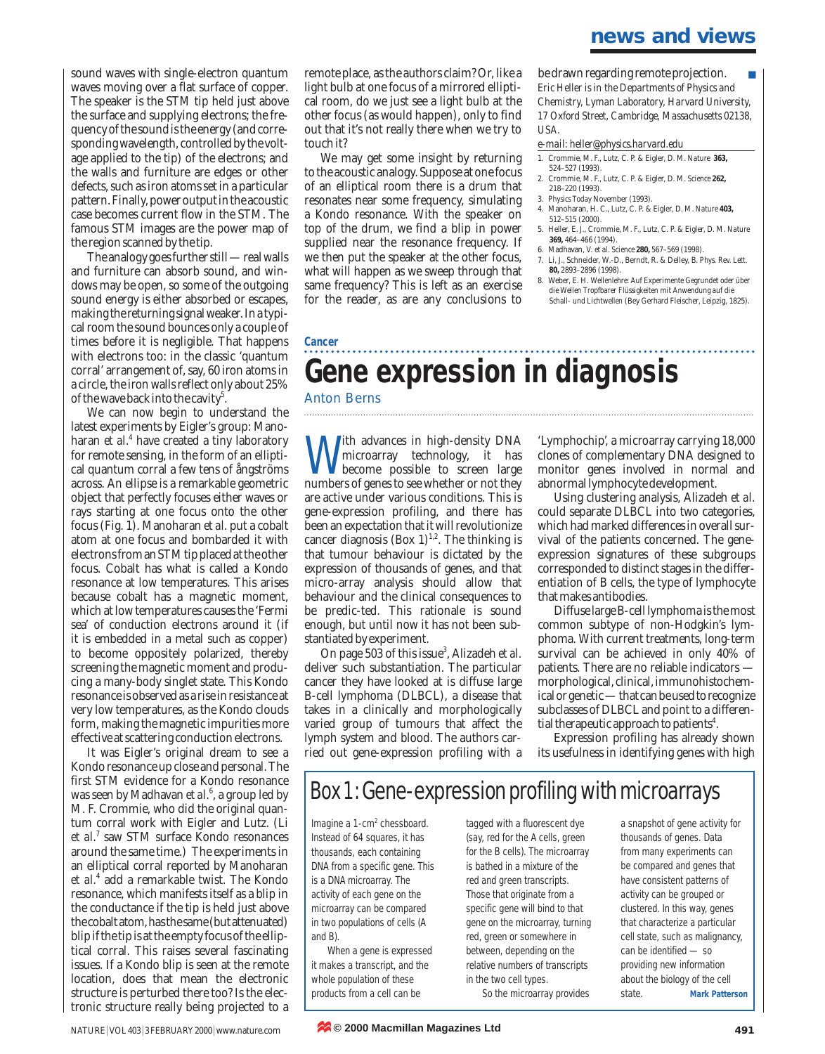sound waves with single-electron quantum waves moving over a flat surface of copper. The speaker is the STM tip held just above the surface and supplying electrons; the frequency of the sound is the energy (and corresponding wavelength, controlled by the voltage applied to the tip) of the electrons; and the walls and furniture are edges or other defects, such as iron atoms set in a particular pattern. Finally, power output in the acoustic case becomes current flow in the STM. The famous STM images are the power map of the region scanned by the tip.

The analogy goes further still — real walls and furniture can absorb sound, and windows may be open, so some of the outgoing sound energy is either absorbed or escapes, making the returning signal weaker. In a typical room the sound bounces only a couple of times before it is negligible. That happens with electrons too: in the classic 'quantum corral' arrangement of, say, 60 iron atoms in a circle, the iron walls reflect only about 25% of the wave back into the cavity[5].

We can now begin to understand the latest experiments by Eigler's group: Manoharan *et al.*[4] have created a tiny laboratory for remote sensing, in the form of an elliptical quantum corral a few tens of ångströms across. An ellipse is a remarkable geometric object that perfectly focuses either waves or rays starting at one focus onto the other focus (Fig. 1). Manoharan *et al.* put a cobalt atom at one focus and bombarded it with electrons from an STM tip placed at the other focus. Cobalt has what is called a Kondo resonance at low temperatures. This arises because cobalt has a magnetic moment, which at low temperatures causes the 'Fermi sea' of conduction electrons around it (if it is embedded in a metal such as copper) to become oppositely polarized, thereby screening the magnetic moment and producing a many-body singlet state. This Kondo resonance is observed as a rise in resistance at very low temperatures, as the Kondo clouds form, making the magnetic impurities more effective at scattering conduction electrons.

It was Eigler's original dream to see a Kondo resonance up close and personal. The first STM evidence for a Kondo resonance was seen by Madhavan *et al.*[6], a group led by M. F. Crommie, who did the original quantum corral work with Eigler and Lutz. (Li *et al.*[7] saw STM surface Kondo resonances around the same time.) The experiments in an elliptical corral reported by Manoharan *et al.*[4] add a remarkable twist. The Kondo resonance, which manifests itself as a blip in the conductance if the tip is held just above the cobalt atom, has the same (but attenuated) blip if the tip is at the empty focus of the elliptical corral. This raises several fascinating issues. If a Kondo blip is seen at the remote location, does that mean the electronic structure is perturbed there too? Is the electronic structure really being projected to a remote place, as the authors claim? Or, like a light bulb at one focus of a mirrored elliptical room, do we just see a light bulb at the other focus (as would happen), only to find out that it's not really there when we try to touch it?

We may get some insight by returning to the acoustic analogy. Suppose at one focus of an elliptical room there is a drum that resonates near some frequency, simulating a Kondo resonance. With the speaker on top of the drum, we find a blip in power supplied near the resonance frequency. If we then put the speaker at the other focus, what will happen as we sweep through that same frequency? This is left as an exercise for the reader, as are any conclusions to be drawn regarding remote projection. ■

*Eric Heller is in the Departments of Physics and Chemistry, Lyman Laboratory, Harvard University, 17 Oxford Street, Cambridge, Massachusetts 02138, USA.*

*e-mail: heller@physics.harvard.edu*

1. Crommie, M. F., Lutz, C. P. & Eigler, D. M. *Nature* **363,** 524–527 (1993).
2. Crommie, M. F., Lutz, C. P. & Eigler, D. M. *Science* **262,** 218–220 (1993).
3. *Physics Today* November (1993).
4. Manoharan, H. C., Lutz, C. P. & Eigler, D. M. *Nature* **403,** 512–515 (2000).
5. Heller, E. J., Crommie, M. F., Lutz, C. P. & Eigler, D. M. *Nature* **369,** 464–466 (1994).
6. Madhavan, V. *et al. Science* **280,** 567–569 (1998).
7. Li, J., Schneider, W.-D., Berndt, R. & Delley, B. *Phys. Rev. Lett.* **80,** 2893–2896 (1998).
8. Weber, E. H. *Wellenlehre: Auf Experimente Gegrundet oder über die Wellen Tropfbarer Flüssigkeiten mit Anwendung auf die Schall- und Lichtwellen* (Bey Gerhard Fleischer, Leipzig, 1825).

**Cancer**

# Gene expression in diagnosis

Anton Berns

With advances in high-density DNA microarray technology, it has become possible to screen large numbers of genes to see whether or not they are active under various conditions. This is gene-expression profiling, and there has been an expectation that it will revolutionize cancer diagnosis (Box 1)[1,2]. The thinking is that tumour behaviour is dictated by the expression of thousands of genes, and that micro-array analysis should allow that behaviour and the clinical consequences to be predic-ted. This rationale is sound enough, but until now it has not been substantiated by experiment.

On page 503 of this issue[3], Alizadeh *et al.* deliver such substantiation. The particular cancer they have looked at is diffuse large B-cell lymphoma (DLBCL), a disease that takes in a clinically and morphologically varied group of tumours that affect the lymph system and blood. The authors carried out gene-expression profiling with a 'Lymphochip', a microarray carrying 18,000 clones of complementary DNA designed to monitor genes involved in normal and abnormal lymphocyte development.

Using clustering analysis, Alizadeh *et al.* could separate DLBCL into two categories, which had marked differences in overall survival of the patients concerned. The gene-expression signatures of these subgroups corresponded to distinct stages in the differentiation of B cells, the type of lymphocyte that makes antibodies.

Diffuse large B-cell lymphoma is the most common subtype of non-Hodgkin's lymphoma. With current treatments, long-term survival can be achieved in only 40% of patients. There are no reliable indicators — morphological, clinical, immunohistochemical or genetic — that can be used to recognize subclasses of DLBCL and point to a differential therapeutic approach to patients[4].

Expression profiling has already shown its usefulness in identifying genes with high

## Box 1: Gene-expression profiling with microarrays

Imagine a 1-cm$^2$ chessboard. Instead of 64 squares, it has thousands, each containing DNA from a specific gene. This is a DNA microarray. The activity of each gene on the microarray can be compared in two populations of cells (A and B).

When a gene is expressed it makes a transcript, and the whole population of these products from a cell can be tagged with a fluorescent dye (say, red for the A cells, green for the B cells). The microarray is bathed in a mixture of the red and green transcripts. Those that originate from a specific gene will bind to that gene on the microarray, turning red, green or somewhere in between, depending on the relative numbers of transcripts in the two cell types.

So the microarray provides a snapshot of gene activity for thousands of genes. Data from many experiments can be compared and genes that have consistent patterns of activity can be grouped or clustered. In this way, genes that characterize a particular cell state, such as malignancy, can be identified — so providing new information about the biology of the cell state. **Mark Patterson**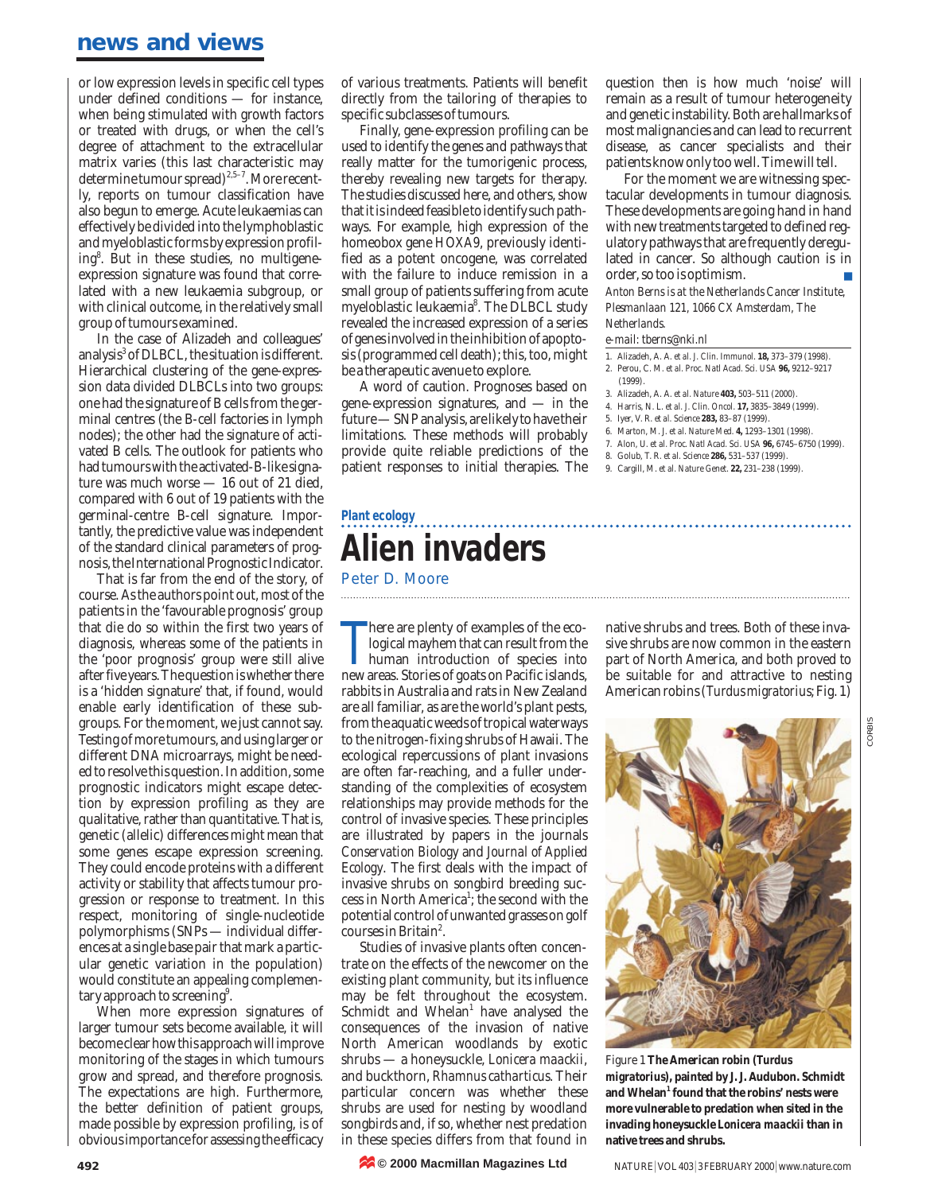or low expression levels in specific cell types under defined conditions — for instance, when being stimulated with growth factors or treated with drugs, or when the cell's degree of attachment to the extracellular matrix varies (this last characteristic may determine tumour spread)[2,5–7]. More recently, reports on tumour classification have also begun to emerge. Acute leukaemias can effectively be divided into the lymphoblastic and myeloblastic forms by expression profiling[8]. But in these studies, no multigene-expression signature was found that correlated with a new leukaemia subgroup, or with clinical outcome, in the relatively small group of tumours examined.

In the case of Alizadeh and colleagues' analysis[3] of DLBCL, the situation is different. Hierarchical clustering of the gene-expression data divided DLBCLs into two groups: one had the signature of B cells from the germinal centres (the B-cell factories in lymph nodes); the other had the signature of activated B cells. The outlook for patients who had tumours with the activated-B-like signature was much worse — 16 out of 21 died, compared with 6 out of 19 patients with the germinal-centre B-cell signature. Importantly, the predictive value was independent of the standard clinical parameters of prognosis, the International Prognostic Indicator.

That is far from the end of the story, of course. As the authors point out, most of the patients in the 'favourable prognosis' group that die do so within the first two years of diagnosis, whereas some of the patients in the 'poor prognosis' group were still alive after five years. The question is whether there is a 'hidden signature' that, if found, would enable early identification of these subgroups. For the moment, we just cannot say. Testing of more tumours, and using larger or different DNA microarrays, might be needed to resolve this question. In addition, some prognostic indicators might escape detection by expression profiling as they are qualitative, rather than quantitative. That is, genetic (allelic) differences might mean that some genes escape expression screening. They could encode proteins with a different activity or stability that affects tumour progression or response to treatment. In this respect, monitoring of single-nucleotide polymorphisms (SNPs — individual differences at a single base pair that mark a particular genetic variation in the population) would constitute an appealing complementary approach to screening[9].

When more expression signatures of larger tumour sets become available, it will become clear how this approach will improve monitoring of the stages in which tumours grow and spread, and therefore prognosis. The expectations are high. Furthermore, the better definition of patient groups, made possible by expression profiling, is of obvious importance for assessing the efficacy of various treatments. Patients will benefit directly from the tailoring of therapies to specific subclasses of tumours.

Finally, gene-expression profiling can be used to identify the genes and pathways that really matter for the tumorigenic process, thereby revealing new targets for therapy. The studies discussed here, and others, show that it is indeed feasible to identify such pathways. For example, high expression of the homeobox gene *HOXA9*, previously identified as a potent oncogene, was correlated with the failure to induce remission in a small group of patients suffering from acute myeloblastic leukaemia[8]. The DLBCL study revealed the increased expression of a series of genes involved in the inhibition of apoptosis (programmed cell death); this, too, might be a therapeutic avenue to explore.

A word of caution. Prognoses based on gene-expression signatures, and — in the future — SNP analysis, are likely to have their limitations. These methods will probably provide quite reliable predictions of the patient responses to initial therapies. The question then is how much 'noise' will remain as a result of tumour heterogeneity and genetic instability. Both are hallmarks of most malignancies and can lead to recurrent disease, as cancer specialists and their patients know only too well. Time will tell.

For the moment we are witnessing spectacular developments in tumour diagnosis. These developments are going hand in hand with new treatments targeted to defined regulatory pathways that are frequently deregulated in cancer. So although caution is in order, so too is optimism.

*Anton Berns is at the Netherlands Cancer Institute, Plesmanlaan 121, 1066 CX Amsterdam, The Netherlands.*
e-mail: tberns@nki.nl

1. Alizadeh, A. A. *et al. J. Clin. Immunol.* **18,** 373–379 (1998).
2. Perou, C. M. *et al. Proc. Natl Acad. Sci. USA* **96,** 9212–9217 (1999).
3. Alizadeh, A. A. *et al. Nature* **403,** 503–511 (2000).
4. Harris, N. L. *et al. J. Clin. Oncol.* **17,** 3835–3849 (1999).
5. Iyer, V. R. *et al. Science* **283,** 83–87 (1999).
6. Marton, M. J. *et al. Nature Med.* **4,** 1293–1301 (1998).
7. Alon, U. *et al. Proc. Natl Acad. Sci. USA* **96,** 6745–6750 (1999).
8. Golub, T. R. *et al. Science* **286,** 531–537 (1999).
9. Cargill, M. *et al. Nature Genet.* **22,** 231–238 (1999).

*Plant ecology*

# Alien invaders

Peter D. Moore

There are plenty of examples of the ecological mayhem that can result from the human introduction of species into new areas. Stories of goats on Pacific islands, rabbits in Australia and rats in New Zealand are all familiar, as are the world's plant pests, from the aquatic weeds of tropical waterways to the nitrogen-fixing shrubs of Hawaii. The ecological repercussions of plant invasions are often far-reaching, and a fuller understanding of the complexities of ecosystem relationships may provide methods for the control of invasive species. These principles are illustrated by papers in the journals *Conservation Biology* and *Journal of Applied Ecology*. The first deals with the impact of invasive shrubs on songbird breeding success in North America[1]; the second with the potential control of unwanted grasses on golf courses in Britain[2].

Studies of invasive plants often concentrate on the effects of the newcomer on the existing plant community, but its influence may be felt throughout the ecosystem. Schmidt and Whelan[1] have analysed the consequences of the invasion of native North American woodlands by exotic shrubs — a honeysuckle, *Lonicera maackii*, and buckthorn, *Rhamnus catharticus*. Their particular concern was whether these shrubs are used for nesting by woodland songbirds and, if so, whether nest predation in these species differs from that found in native shrubs and trees. Both of these invasive shrubs are now common in the eastern part of North America, and both proved to be suitable for and attractive to nesting American robins (*Turdus migratorius*; Fig. 1)

CORBIS

**Figure 1 The American robin (*Turdus migratorius*), painted by J. J. Audubon. Schmidt and Whelan[1] found that the robins' nests were more vulnerable to predation when sited in the invading honeysuckle *Lonicera maackii* than in native trees and shrubs.**

© 2000 Macmillan Magazines Ltd